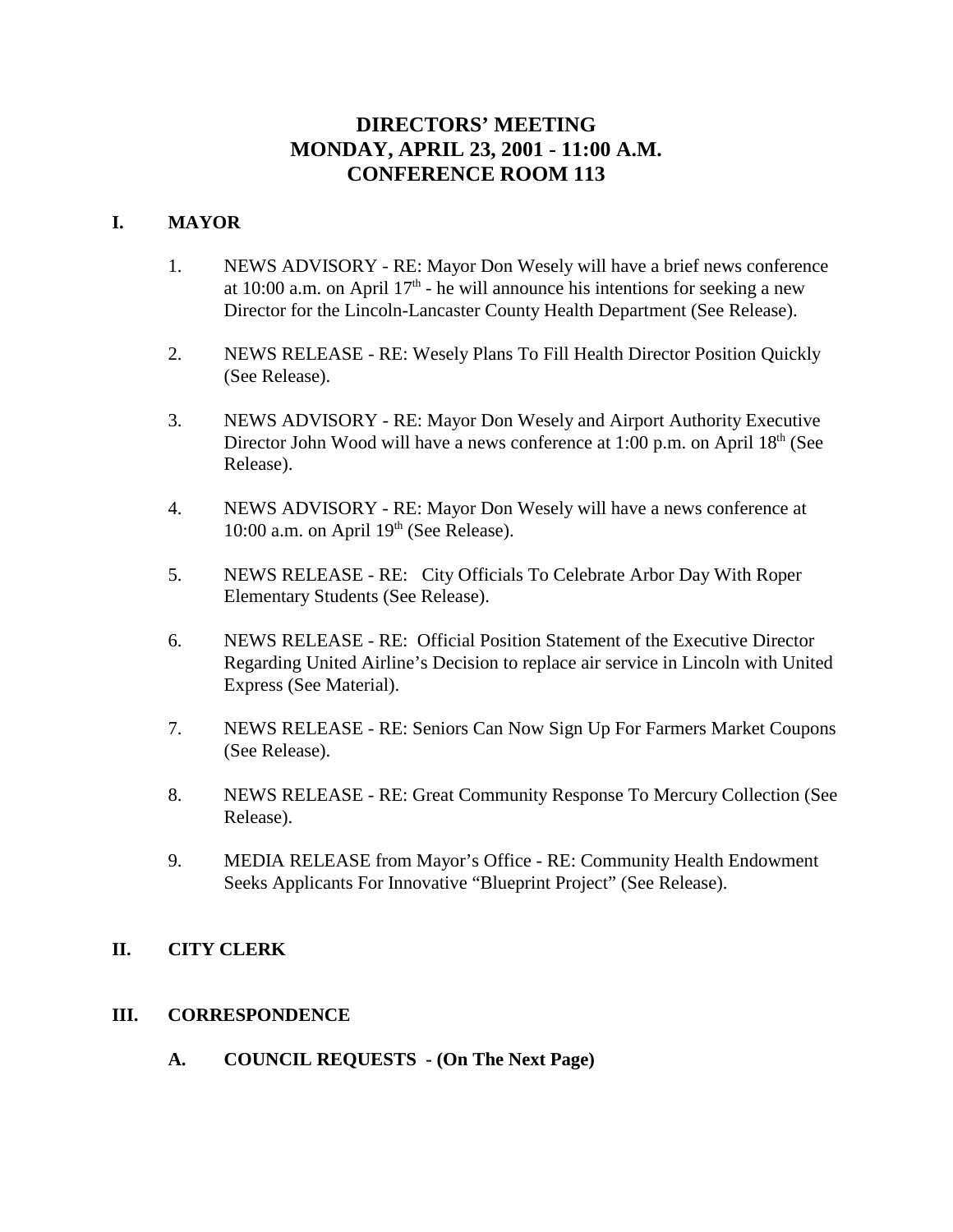# DIRECTORS' MEETING
# MONDAY, APRIL 23, 2001 - 11:00 A.M.
# CONFERENCE ROOM 113

## I. MAYOR

1. NEWS ADVISORY - RE: Mayor Don Wesely will have a brief news conference at 10:00 a.m. on April 17th - he will announce his intentions for seeking a new Director for the Lincoln-Lancaster County Health Department (See Release).

2. NEWS RELEASE - RE: Wesely Plans To Fill Health Director Position Quickly (See Release).

3. NEWS ADVISORY - RE: Mayor Don Wesely and Airport Authority Executive Director John Wood will have a news conference at 1:00 p.m. on April 18th (See Release).

4. NEWS ADVISORY - RE: Mayor Don Wesely will have a news conference at 10:00 a.m. on April 19th (See Release).

5. NEWS RELEASE - RE: City Officials To Celebrate Arbor Day With Roper Elementary Students (See Release).

6. NEWS RELEASE - RE: Official Position Statement of the Executive Director Regarding United Airline's Decision to replace air service in Lincoln with United Express (See Material).

7. NEWS RELEASE - RE: Seniors Can Now Sign Up For Farmers Market Coupons (See Release).

8. NEWS RELEASE - RE: Great Community Response To Mercury Collection (See Release).

9. MEDIA RELEASE from Mayor's Office - RE: Community Health Endowment Seeks Applicants For Innovative "Blueprint Project" (See Release).

## II. CITY CLERK

## III. CORRESPONDENCE

### A. COUNCIL REQUESTS - (On The Next Page)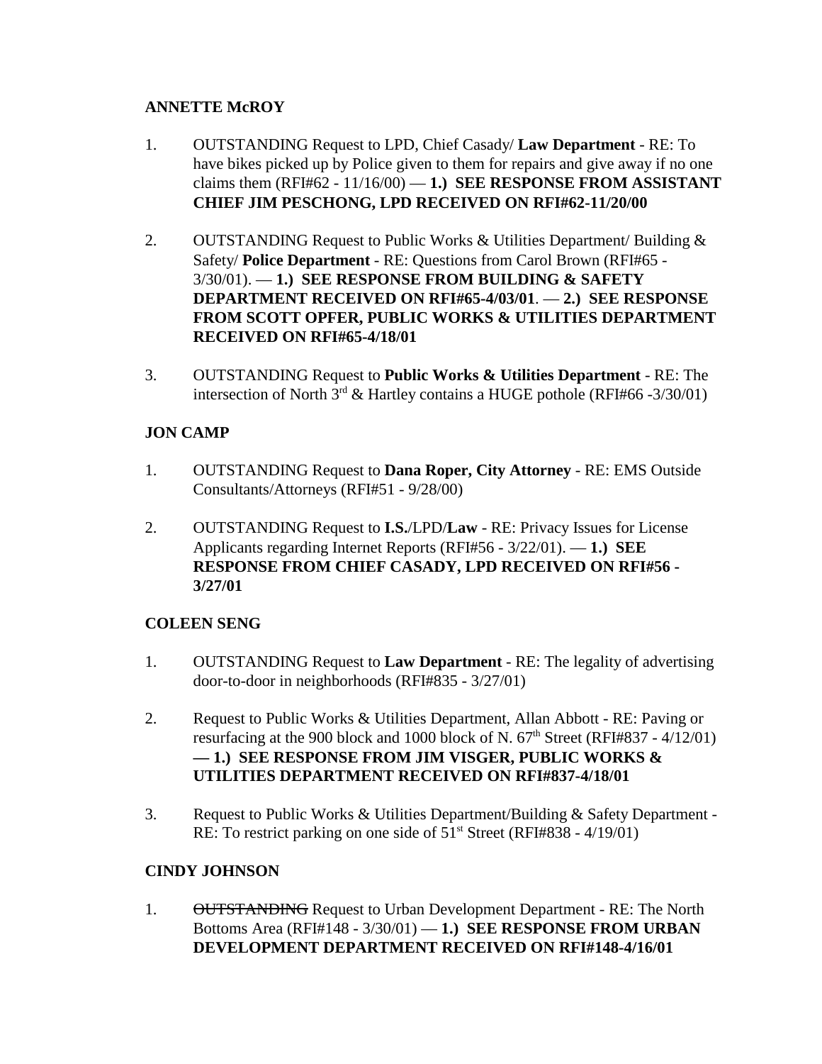**ANNETTE McROY**

1. OUTSTANDING Request to LPD, Chief Casady/ **Law Department** - RE: To have bikes picked up by Police given to them for repairs and give away if no one claims them (RFI#62 - 11/16/00) — **1.) SEE RESPONSE FROM ASSISTANT CHIEF JIM PESCHONG, LPD RECEIVED ON RFI#62-11/20/00**

2. OUTSTANDING Request to Public Works & Utilities Department/ Building & Safety/ **Police Department** - RE: Questions from Carol Brown (RFI#65 - 3/30/01). — **1.) SEE RESPONSE FROM BUILDING & SAFETY DEPARTMENT RECEIVED ON RFI#65-4/03/01**. — **2.) SEE RESPONSE FROM SCOTT OPFER, PUBLIC WORKS & UTILITIES DEPARTMENT RECEIVED ON RFI#65-4/18/01**

3. OUTSTANDING Request to **Public Works & Utilities Department** - RE: The intersection of North 3rd & Hartley contains a HUGE pothole (RFI#66 -3/30/01)

**JON CAMP**

1. OUTSTANDING Request to **Dana Roper, City Attorney** - RE: EMS Outside Consultants/Attorneys (RFI#51 - 9/28/00)

2. OUTSTANDING Request to **I.S.**/LPD/**Law** - RE: Privacy Issues for License Applicants regarding Internet Reports (RFI#56 - 3/22/01). — **1.) SEE RESPONSE FROM CHIEF CASADY, LPD RECEIVED ON RFI#56 - 3/27/01**

**COLEEN SENG**

1. OUTSTANDING Request to **Law Department** - RE: The legality of advertising door-to-door in neighborhoods (RFI#835 - 3/27/01)

2. Request to Public Works & Utilities Department, Allan Abbott - RE: Paving or resurfacing at the 900 block and 1000 block of N. 67th Street (RFI#837 - 4/12/01) **— 1.) SEE RESPONSE FROM JIM VISGER, PUBLIC WORKS & UTILITIES DEPARTMENT RECEIVED ON RFI#837-4/18/01**

3. Request to Public Works & Utilities Department/Building & Safety Department - RE: To restrict parking on one side of 51st Street (RFI#838 - 4/19/01)

**CINDY JOHNSON**

1. ~~OUTSTANDING~~ Request to Urban Development Department - RE: The North Bottoms Area (RFI#148 - 3/30/01) — **1.) SEE RESPONSE FROM URBAN DEVELOPMENT DEPARTMENT RECEIVED ON RFI#148-4/16/01**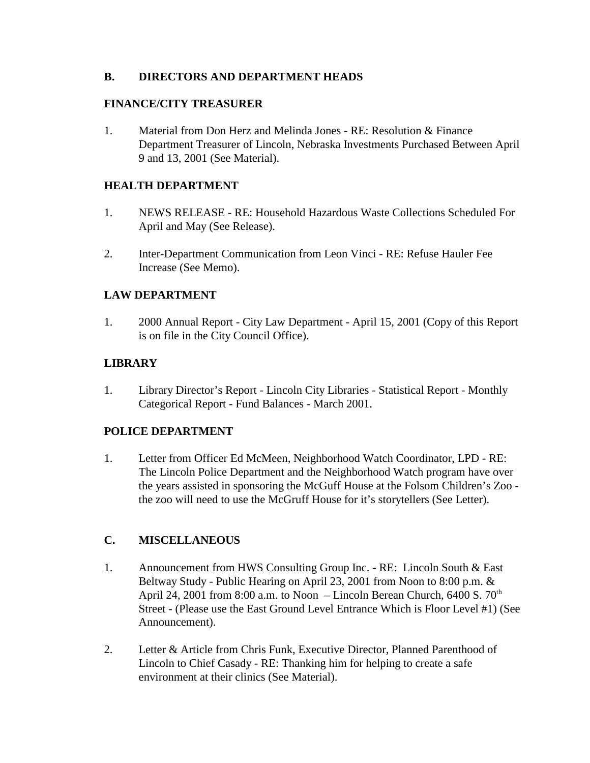## B. DIRECTORS AND DEPARTMENT HEADS

### FINANCE/CITY TREASURER

1. Material from Don Herz and Melinda Jones - RE: Resolution & Finance Department Treasurer of Lincoln, Nebraska Investments Purchased Between April 9 and 13, 2001 (See Material).

### HEALTH DEPARTMENT

1. NEWS RELEASE - RE: Household Hazardous Waste Collections Scheduled For April and May (See Release).

2. Inter-Department Communication from Leon Vinci - RE: Refuse Hauler Fee Increase (See Memo).

### LAW DEPARTMENT

1. 2000 Annual Report - City Law Department - April 15, 2001 (Copy of this Report is on file in the City Council Office).

### LIBRARY

1. Library Director's Report - Lincoln City Libraries - Statistical Report - Monthly Categorical Report - Fund Balances - March 2001.

### POLICE DEPARTMENT

1. Letter from Officer Ed McMeen, Neighborhood Watch Coordinator, LPD - RE: The Lincoln Police Department and the Neighborhood Watch program have over the years assisted in sponsoring the McGuff House at the Folsom Children's Zoo - the zoo will need to use the McGruff House for it's storytellers (See Letter).

## C. MISCELLANEOUS

1. Announcement from HWS Consulting Group Inc. - RE: Lincoln South & East Beltway Study - Public Hearing on April 23, 2001 from Noon to 8:00 p.m. & April 24, 2001 from 8:00 a.m. to Noon – Lincoln Berean Church, 6400 S. 70th Street - (Please use the East Ground Level Entrance Which is Floor Level #1) (See Announcement).

2. Letter & Article from Chris Funk, Executive Director, Planned Parenthood of Lincoln to Chief Casady - RE: Thanking him for helping to create a safe environment at their clinics (See Material).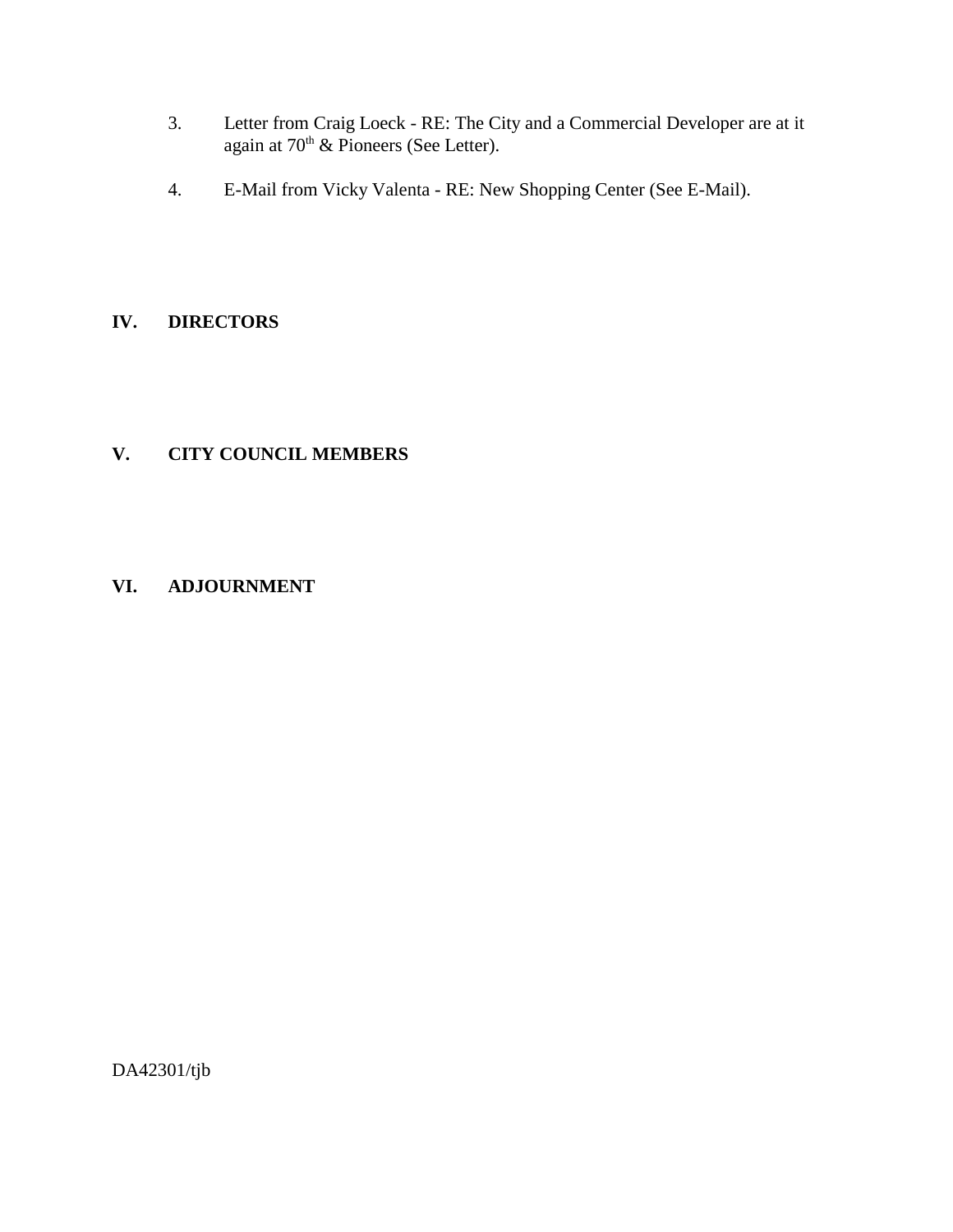3. Letter from Craig Loeck - RE: The City and a Commercial Developer are at it again at 70th & Pioneers (See Letter).

4. E-Mail from Vicky Valenta - RE: New Shopping Center (See E-Mail).

## IV. DIRECTORS

## V. CITY COUNCIL MEMBERS

## VI. ADJOURNMENT

DA42301/tjb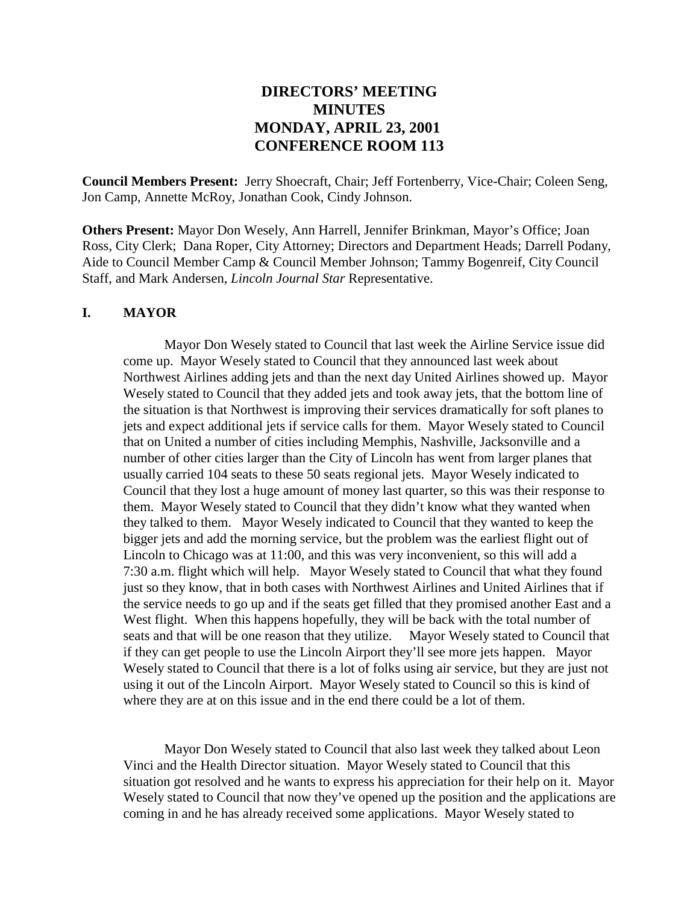# DIRECTORS' MEETING
# MINUTES
# MONDAY, APRIL 23, 2001
# CONFERENCE ROOM 113

**Council Members Present:** Jerry Shoecraft, Chair; Jeff Fortenberry, Vice-Chair; Coleen Seng, Jon Camp, Annette McRoy, Jonathan Cook, Cindy Johnson.

**Others Present:** Mayor Don Wesely, Ann Harrell, Jennifer Brinkman, Mayor's Office; Joan Ross, City Clerk; Dana Roper, City Attorney; Directors and Department Heads; Darrell Podany, Aide to Council Member Camp & Council Member Johnson; Tammy Bogenreif, City Council Staff, and Mark Andersen, *Lincoln Journal Star* Representative.

## I. MAYOR

Mayor Don Wesely stated to Council that last week the Airline Service issue did come up. Mayor Wesely stated to Council that they announced last week about Northwest Airlines adding jets and than the next day United Airlines showed up. Mayor Wesely stated to Council that they added jets and took away jets, that the bottom line of the situation is that Northwest is improving their services dramatically for soft planes to jets and expect additional jets if service calls for them. Mayor Wesely stated to Council that on United a number of cities including Memphis, Nashville, Jacksonville and a number of other cities larger than the City of Lincoln has went from larger planes that usually carried 104 seats to these 50 seats regional jets. Mayor Wesely indicated to Council that they lost a huge amount of money last quarter, so this was their response to them. Mayor Wesely stated to Council that they didn't know what they wanted when they talked to them. Mayor Wesely indicated to Council that they wanted to keep the bigger jets and add the morning service, but the problem was the earliest flight out of Lincoln to Chicago was at 11:00, and this was very inconvenient, so this will add a 7:30 a.m. flight which will help. Mayor Wesely stated to Council that what they found just so they know, that in both cases with Northwest Airlines and United Airlines that if the service needs to go up and if the seats get filled that they promised another East and a West flight. When this happens hopefully, they will be back with the total number of seats and that will be one reason that they utilize. Mayor Wesely stated to Council that if they can get people to use the Lincoln Airport they'll see more jets happen. Mayor Wesely stated to Council that there is a lot of folks using air service, but they are just not using it out of the Lincoln Airport. Mayor Wesely stated to Council so this is kind of where they are at on this issue and in the end there could be a lot of them.

Mayor Don Wesely stated to Council that also last week they talked about Leon Vinci and the Health Director situation. Mayor Wesely stated to Council that this situation got resolved and he wants to express his appreciation for their help on it. Mayor Wesely stated to Council that now they've opened up the position and the applications are coming in and he has already received some applications. Mayor Wesely stated to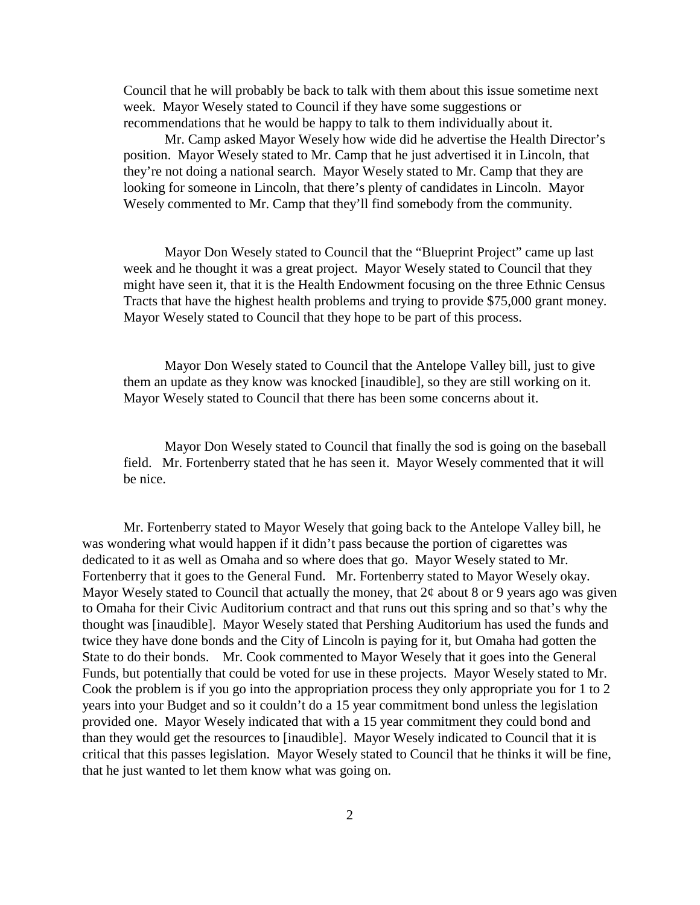Council that he will probably be back to talk with them about this issue sometime next week. Mayor Wesely stated to Council if they have some suggestions or recommendations that he would be happy to talk to them individually about it.

Mr. Camp asked Mayor Wesely how wide did he advertise the Health Director's position. Mayor Wesely stated to Mr. Camp that he just advertised it in Lincoln, that they're not doing a national search. Mayor Wesely stated to Mr. Camp that they are looking for someone in Lincoln, that there's plenty of candidates in Lincoln. Mayor Wesely commented to Mr. Camp that they'll find somebody from the community.

Mayor Don Wesely stated to Council that the "Blueprint Project" came up last week and he thought it was a great project. Mayor Wesely stated to Council that they might have seen it, that it is the Health Endowment focusing on the three Ethnic Census Tracts that have the highest health problems and trying to provide $75,000 grant money. Mayor Wesely stated to Council that they hope to be part of this process.

Mayor Don Wesely stated to Council that the Antelope Valley bill, just to give them an update as they know was knocked [inaudible], so they are still working on it. Mayor Wesely stated to Council that there has been some concerns about it.

Mayor Don Wesely stated to Council that finally the sod is going on the baseball field. Mr. Fortenberry stated that he has seen it. Mayor Wesely commented that it will be nice.

Mr. Fortenberry stated to Mayor Wesely that going back to the Antelope Valley bill, he was wondering what would happen if it didn't pass because the portion of cigarettes was dedicated to it as well as Omaha and so where does that go. Mayor Wesely stated to Mr. Fortenberry that it goes to the General Fund. Mr. Fortenberry stated to Mayor Wesely okay. Mayor Wesely stated to Council that actually the money, that 2¢ about 8 or 9 years ago was given to Omaha for their Civic Auditorium contract and that runs out this spring and so that's why the thought was [inaudible]. Mayor Wesely stated that Pershing Auditorium has used the funds and twice they have done bonds and the City of Lincoln is paying for it, but Omaha had gotten the State to do their bonds. Mr. Cook commented to Mayor Wesely that it goes into the General Funds, but potentially that could be voted for use in these projects. Mayor Wesely stated to Mr. Cook the problem is if you go into the appropriation process they only appropriate you for 1 to 2 years into your Budget and so it couldn't do a 15 year commitment bond unless the legislation provided one. Mayor Wesely indicated that with a 15 year commitment they could bond and than they would get the resources to [inaudible]. Mayor Wesely indicated to Council that it is critical that this passes legislation. Mayor Wesely stated to Council that he thinks it will be fine, that he just wanted to let them know what was going on.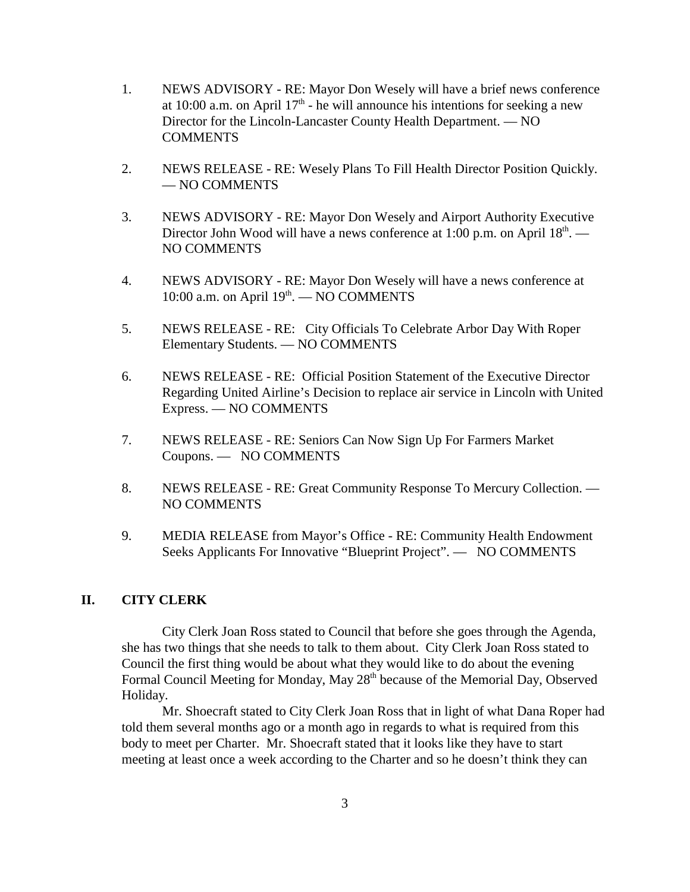1. NEWS ADVISORY - RE: Mayor Don Wesely will have a brief news conference at 10:00 a.m. on April 17th - he will announce his intentions for seeking a new Director for the Lincoln-Lancaster County Health Department. — NO COMMENTS

2. NEWS RELEASE - RE: Wesely Plans To Fill Health Director Position Quickly. — NO COMMENTS

3. NEWS ADVISORY - RE: Mayor Don Wesely and Airport Authority Executive Director John Wood will have a news conference at 1:00 p.m. on April 18th. — NO COMMENTS

4. NEWS ADVISORY - RE: Mayor Don Wesely will have a news conference at 10:00 a.m. on April 19th. — NO COMMENTS

5. NEWS RELEASE - RE: City Officials To Celebrate Arbor Day With Roper Elementary Students. — NO COMMENTS

6. NEWS RELEASE - RE: Official Position Statement of the Executive Director Regarding United Airline's Decision to replace air service in Lincoln with United Express. — NO COMMENTS

7. NEWS RELEASE - RE: Seniors Can Now Sign Up For Farmers Market Coupons. — NO COMMENTS

8. NEWS RELEASE - RE: Great Community Response To Mercury Collection. — NO COMMENTS

9. MEDIA RELEASE from Mayor's Office - RE: Community Health Endowment Seeks Applicants For Innovative "Blueprint Project". — NO COMMENTS

## II. CITY CLERK

City Clerk Joan Ross stated to Council that before she goes through the Agenda, she has two things that she needs to talk to them about. City Clerk Joan Ross stated to Council the first thing would be about what they would like to do about the evening Formal Council Meeting for Monday, May 28th because of the Memorial Day, Observed Holiday.

Mr. Shoecraft stated to City Clerk Joan Ross that in light of what Dana Roper had told them several months ago or a month ago in regards to what is required from this body to meet per Charter. Mr. Shoecraft stated that it looks like they have to start meeting at least once a week according to the Charter and so he doesn't think they can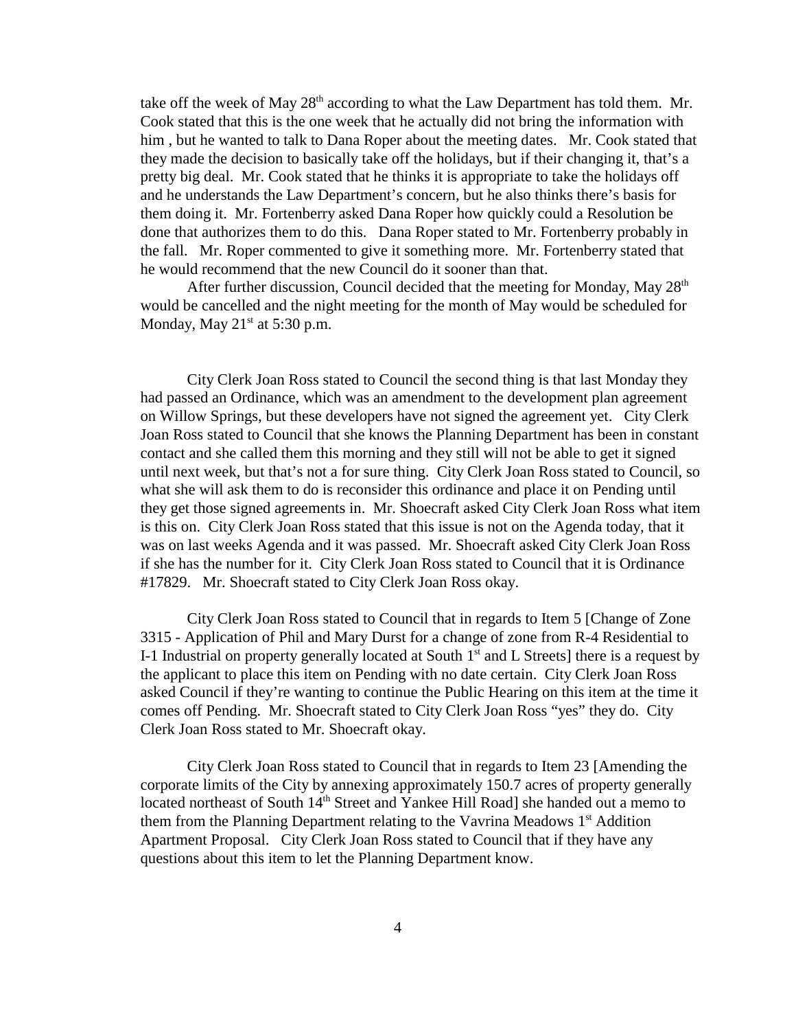take off the week of May 28th according to what the Law Department has told them. Mr. Cook stated that this is the one week that he actually did not bring the information with him , but he wanted to talk to Dana Roper about the meeting dates. Mr. Cook stated that they made the decision to basically take off the holidays, but if their changing it, that's a pretty big deal. Mr. Cook stated that he thinks it is appropriate to take the holidays off and he understands the Law Department's concern, but he also thinks there's basis for them doing it. Mr. Fortenberry asked Dana Roper how quickly could a Resolution be done that authorizes them to do this. Dana Roper stated to Mr. Fortenberry probably in the fall. Mr. Roper commented to give it something more. Mr. Fortenberry stated that he would recommend that the new Council do it sooner than that.

After further discussion, Council decided that the meeting for Monday, May 28th would be cancelled and the night meeting for the month of May would be scheduled for Monday, May 21st at 5:30 p.m.

City Clerk Joan Ross stated to Council the second thing is that last Monday they had passed an Ordinance, which was an amendment to the development plan agreement on Willow Springs, but these developers have not signed the agreement yet. City Clerk Joan Ross stated to Council that she knows the Planning Department has been in constant contact and she called them this morning and they still will not be able to get it signed until next week, but that's not a for sure thing. City Clerk Joan Ross stated to Council, so what she will ask them to do is reconsider this ordinance and place it on Pending until they get those signed agreements in. Mr. Shoecraft asked City Clerk Joan Ross what item is this on. City Clerk Joan Ross stated that this issue is not on the Agenda today, that it was on last weeks Agenda and it was passed. Mr. Shoecraft asked City Clerk Joan Ross if she has the number for it. City Clerk Joan Ross stated to Council that it is Ordinance #17829. Mr. Shoecraft stated to City Clerk Joan Ross okay.

City Clerk Joan Ross stated to Council that in regards to Item 5 [Change of Zone 3315 - Application of Phil and Mary Durst for a change of zone from R-4 Residential to I-1 Industrial on property generally located at South 1st and L Streets] there is a request by the applicant to place this item on Pending with no date certain. City Clerk Joan Ross asked Council if they're wanting to continue the Public Hearing on this item at the time it comes off Pending. Mr. Shoecraft stated to City Clerk Joan Ross "yes" they do. City Clerk Joan Ross stated to Mr. Shoecraft okay.

City Clerk Joan Ross stated to Council that in regards to Item 23 [Amending the corporate limits of the City by annexing approximately 150.7 acres of property generally located northeast of South 14th Street and Yankee Hill Road] she handed out a memo to them from the Planning Department relating to the Vavrina Meadows 1st Addition Apartment Proposal. City Clerk Joan Ross stated to Council that if they have any questions about this item to let the Planning Department know.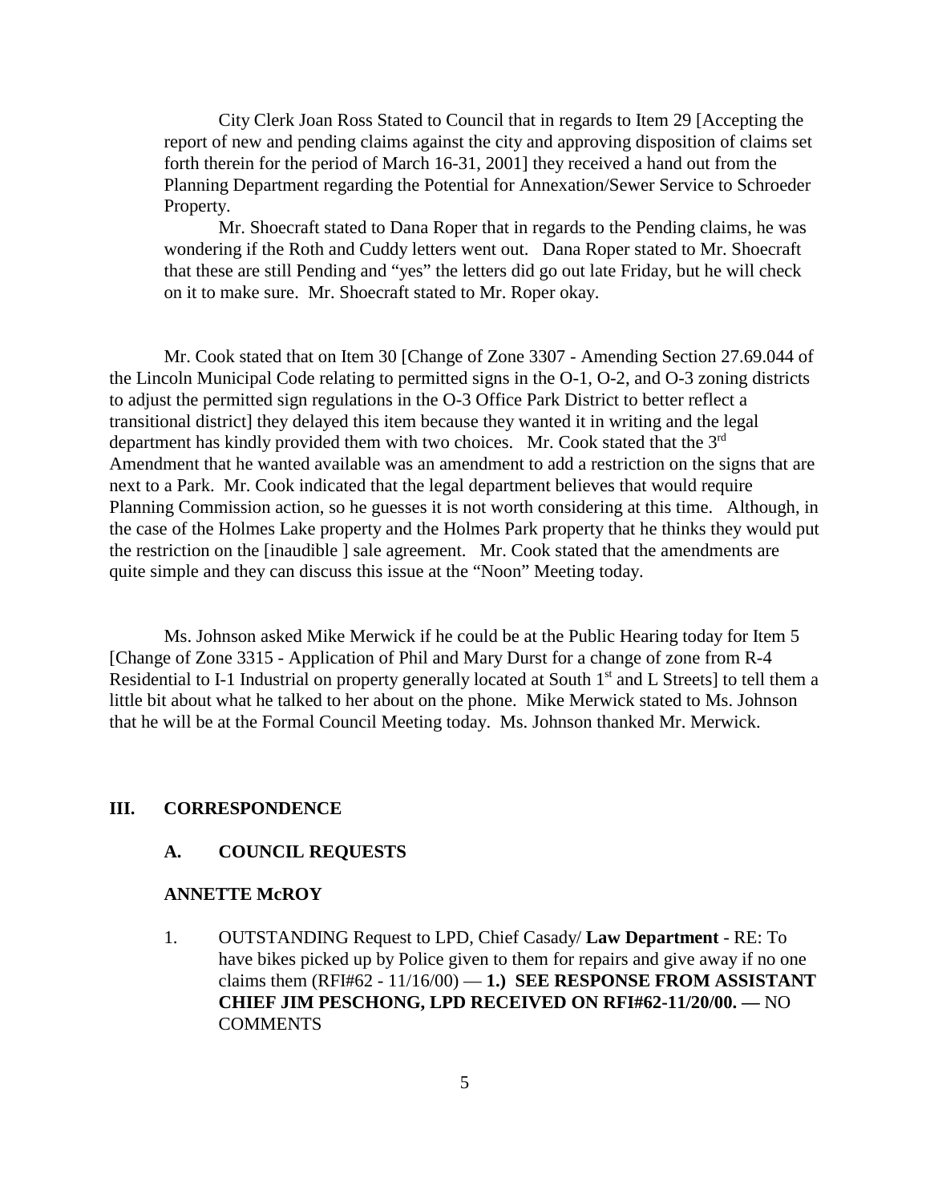City Clerk Joan Ross Stated to Council that in regards to Item 29 [Accepting the report of new and pending claims against the city and approving disposition of claims set forth therein for the period of March 16-31, 2001] they received a hand out from the Planning Department regarding the Potential for Annexation/Sewer Service to Schroeder Property.

Mr. Shoecraft stated to Dana Roper that in regards to the Pending claims, he was wondering if the Roth and Cuddy letters went out. Dana Roper stated to Mr. Shoecraft that these are still Pending and "yes" the letters did go out late Friday, but he will check on it to make sure. Mr. Shoecraft stated to Mr. Roper okay.

Mr. Cook stated that on Item 30 [Change of Zone 3307 - Amending Section 27.69.044 of the Lincoln Municipal Code relating to permitted signs in the O-1, O-2, and O-3 zoning districts to adjust the permitted sign regulations in the O-3 Office Park District to better reflect a transitional district] they delayed this item because they wanted it in writing and the legal department has kindly provided them with two choices. Mr. Cook stated that the 3rd Amendment that he wanted available was an amendment to add a restriction on the signs that are next to a Park. Mr. Cook indicated that the legal department believes that would require Planning Commission action, so he guesses it is not worth considering at this time. Although, in the case of the Holmes Lake property and the Holmes Park property that he thinks they would put the restriction on the [inaudible ] sale agreement. Mr. Cook stated that the amendments are quite simple and they can discuss this issue at the "Noon" Meeting today.

Ms. Johnson asked Mike Merwick if he could be at the Public Hearing today for Item 5 [Change of Zone 3315 - Application of Phil and Mary Durst for a change of zone from R-4 Residential to I-1 Industrial on property generally located at South 1st and L Streets] to tell them a little bit about what he talked to her about on the phone. Mike Merwick stated to Ms. Johnson that he will be at the Formal Council Meeting today. Ms. Johnson thanked Mr. Merwick.

## III. CORRESPONDENCE

### A. COUNCIL REQUESTS

**ANNETTE McROY**

1. OUTSTANDING Request to LPD, Chief Casady/ **Law Department** - RE: To have bikes picked up by Police given to them for repairs and give away if no one claims them (RFI#62 - 11/16/00) — **1.) SEE RESPONSE FROM ASSISTANT CHIEF JIM PESCHONG, LPD RECEIVED ON RFI#62-11/20/00. —** NO COMMENTS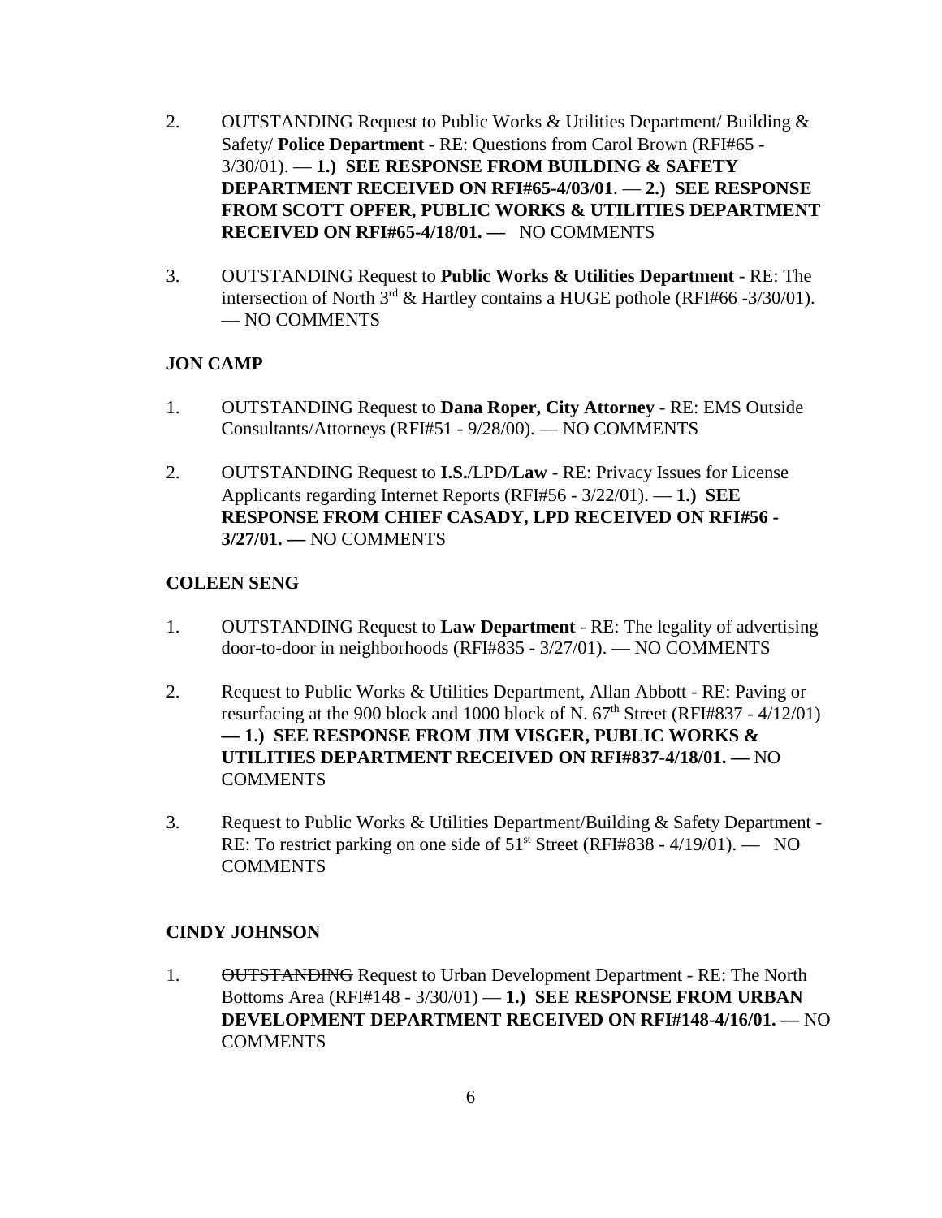2. OUTSTANDING Request to Public Works & Utilities Department/ Building & Safety/ **Police Department** - RE: Questions from Carol Brown (RFI#65 - 3/30/01). — **1.) SEE RESPONSE FROM BUILDING & SAFETY DEPARTMENT RECEIVED ON RFI#65-4/03/01**. — **2.) SEE RESPONSE FROM SCOTT OPFER, PUBLIC WORKS & UTILITIES DEPARTMENT RECEIVED ON RFI#65-4/18/01. —** NO COMMENTS

3. OUTSTANDING Request to **Public Works & Utilities Department** - RE: The intersection of North 3rd & Hartley contains a HUGE pothole (RFI#66 -3/30/01). — NO COMMENTS

**JON CAMP**

1. OUTSTANDING Request to **Dana Roper, City Attorney** - RE: EMS Outside Consultants/Attorneys (RFI#51 - 9/28/00). — NO COMMENTS

2. OUTSTANDING Request to **I.S.**/LPD/**Law** - RE: Privacy Issues for License Applicants regarding Internet Reports (RFI#56 - 3/22/01). — **1.) SEE RESPONSE FROM CHIEF CASADY, LPD RECEIVED ON RFI#56 - 3/27/01. —** NO COMMENTS

**COLEEN SENG**

1. OUTSTANDING Request to **Law Department** - RE: The legality of advertising door-to-door in neighborhoods (RFI#835 - 3/27/01). — NO COMMENTS

2. Request to Public Works & Utilities Department, Allan Abbott - RE: Paving or resurfacing at the 900 block and 1000 block of N. 67th Street (RFI#837 - 4/12/01) **— 1.) SEE RESPONSE FROM JIM VISGER, PUBLIC WORKS & UTILITIES DEPARTMENT RECEIVED ON RFI#837-4/18/01. —** NO COMMENTS

3. Request to Public Works & Utilities Department/Building & Safety Department - RE: To restrict parking on one side of 51st Street (RFI#838 - 4/19/01). — NO COMMENTS

**CINDY JOHNSON**

1. ~~OUTSTANDING~~ Request to Urban Development Department - RE: The North Bottoms Area (RFI#148 - 3/30/01) — **1.) SEE RESPONSE FROM URBAN DEVELOPMENT DEPARTMENT RECEIVED ON RFI#148-4/16/01. —** NO COMMENTS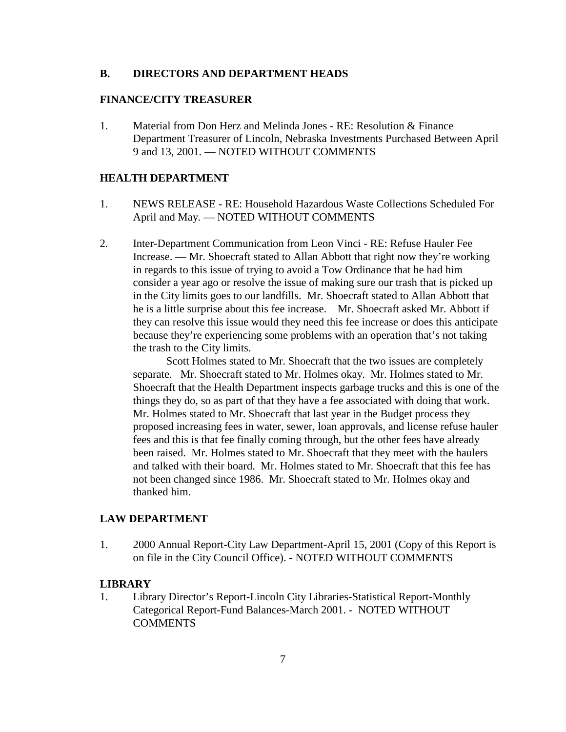## B. DIRECTORS AND DEPARTMENT HEADS

### FINANCE/CITY TREASURER

1. Material from Don Herz and Melinda Jones - RE: Resolution & Finance Department Treasurer of Lincoln, Nebraska Investments Purchased Between April 9 and 13, 2001. — NOTED WITHOUT COMMENTS

### HEALTH DEPARTMENT

1. NEWS RELEASE - RE: Household Hazardous Waste Collections Scheduled For April and May. — NOTED WITHOUT COMMENTS

2. Inter-Department Communication from Leon Vinci - RE: Refuse Hauler Fee Increase. — Mr. Shoecraft stated to Allan Abbott that right now they're working in regards to this issue of trying to avoid a Tow Ordinance that he had him consider a year ago or resolve the issue of making sure our trash that is picked up in the City limits goes to our landfills. Mr. Shoecraft stated to Allan Abbott that he is a little surprise about this fee increase. Mr. Shoecraft asked Mr. Abbott if they can resolve this issue would they need this fee increase or does this anticipate because they're experiencing some problems with an operation that's not taking the trash to the City limits.

   Scott Holmes stated to Mr. Shoecraft that the two issues are completely separate. Mr. Shoecraft stated to Mr. Holmes okay. Mr. Holmes stated to Mr. Shoecraft that the Health Department inspects garbage trucks and this is one of the things they do, so as part of that they have a fee associated with doing that work. Mr. Holmes stated to Mr. Shoecraft that last year in the Budget process they proposed increasing fees in water, sewer, loan approvals, and license refuse hauler fees and this is that fee finally coming through, but the other fees have already been raised. Mr. Holmes stated to Mr. Shoecraft that they meet with the haulers and talked with their board. Mr. Holmes stated to Mr. Shoecraft that this fee has not been changed since 1986. Mr. Shoecraft stated to Mr. Holmes okay and thanked him.

### LAW DEPARTMENT

1. 2000 Annual Report-City Law Department-April 15, 2001 (Copy of this Report is on file in the City Council Office). - NOTED WITHOUT COMMENTS

### LIBRARY

1. Library Director's Report-Lincoln City Libraries-Statistical Report-Monthly Categorical Report-Fund Balances-March 2001. - NOTED WITHOUT COMMENTS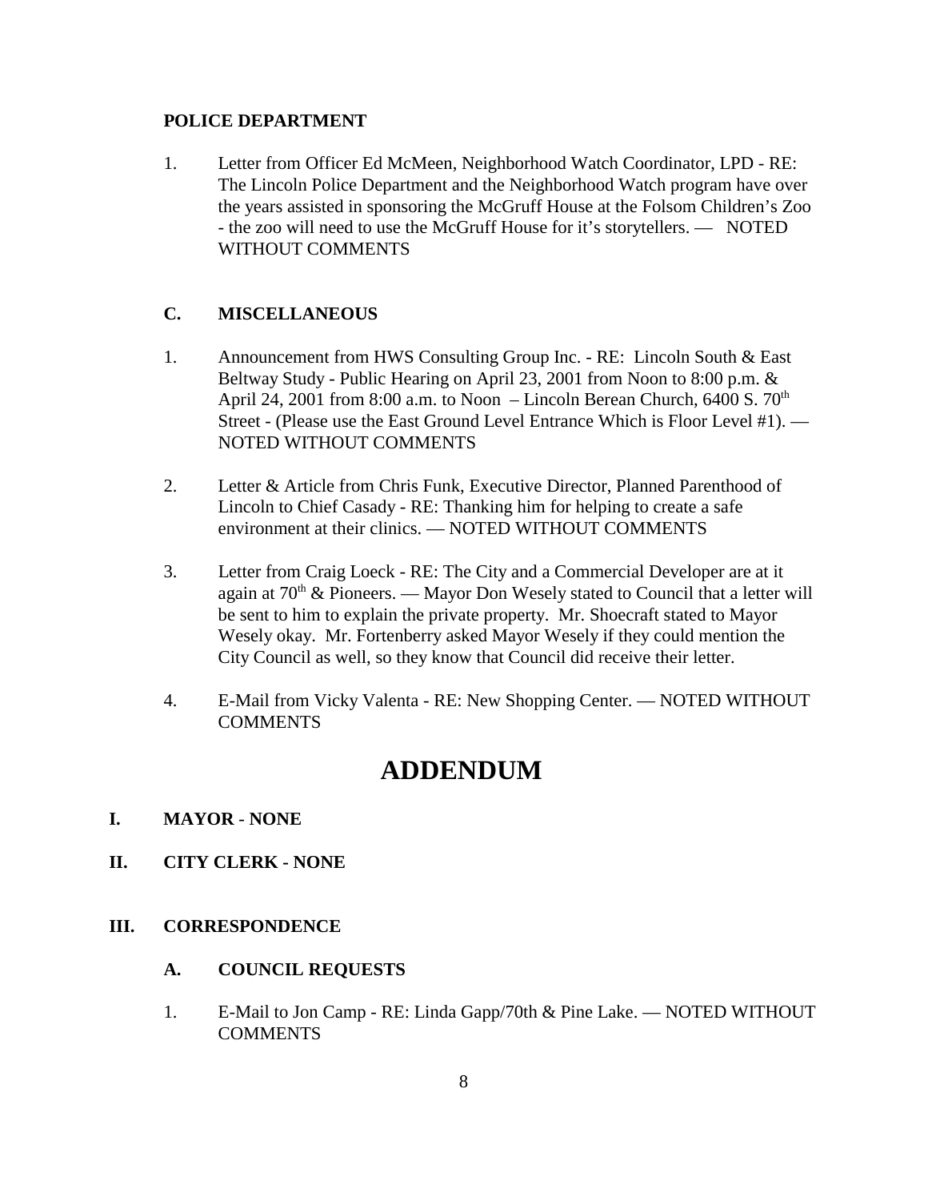**POLICE DEPARTMENT**

1. Letter from Officer Ed McMeen, Neighborhood Watch Coordinator, LPD - RE: The Lincoln Police Department and the Neighborhood Watch program have over the years assisted in sponsoring the McGruff House at the Folsom Children's Zoo - the zoo will need to use the McGruff House for it's storytellers. — NOTED WITHOUT COMMENTS

**C. MISCELLANEOUS**

1. Announcement from HWS Consulting Group Inc. - RE: Lincoln South & East Beltway Study - Public Hearing on April 23, 2001 from Noon to 8:00 p.m. & April 24, 2001 from 8:00 a.m. to Noon – Lincoln Berean Church, 6400 S. 70th Street - (Please use the East Ground Level Entrance Which is Floor Level #1). — NOTED WITHOUT COMMENTS

2. Letter & Article from Chris Funk, Executive Director, Planned Parenthood of Lincoln to Chief Casady - RE: Thanking him for helping to create a safe environment at their clinics. — NOTED WITHOUT COMMENTS

3. Letter from Craig Loeck - RE: The City and a Commercial Developer are at it again at 70th & Pioneers. — Mayor Don Wesely stated to Council that a letter will be sent to him to explain the private property. Mr. Shoecraft stated to Mayor Wesely okay. Mr. Fortenberry asked Mayor Wesely if they could mention the City Council as well, so they know that Council did receive their letter.

4. E-Mail from Vicky Valenta - RE: New Shopping Center. — NOTED WITHOUT COMMENTS

# ADDENDUM

**I. MAYOR - NONE**

**II. CITY CLERK - NONE**

**III. CORRESPONDENCE**

**A. COUNCIL REQUESTS**

1. E-Mail to Jon Camp - RE: Linda Gapp/70th & Pine Lake. — NOTED WITHOUT COMMENTS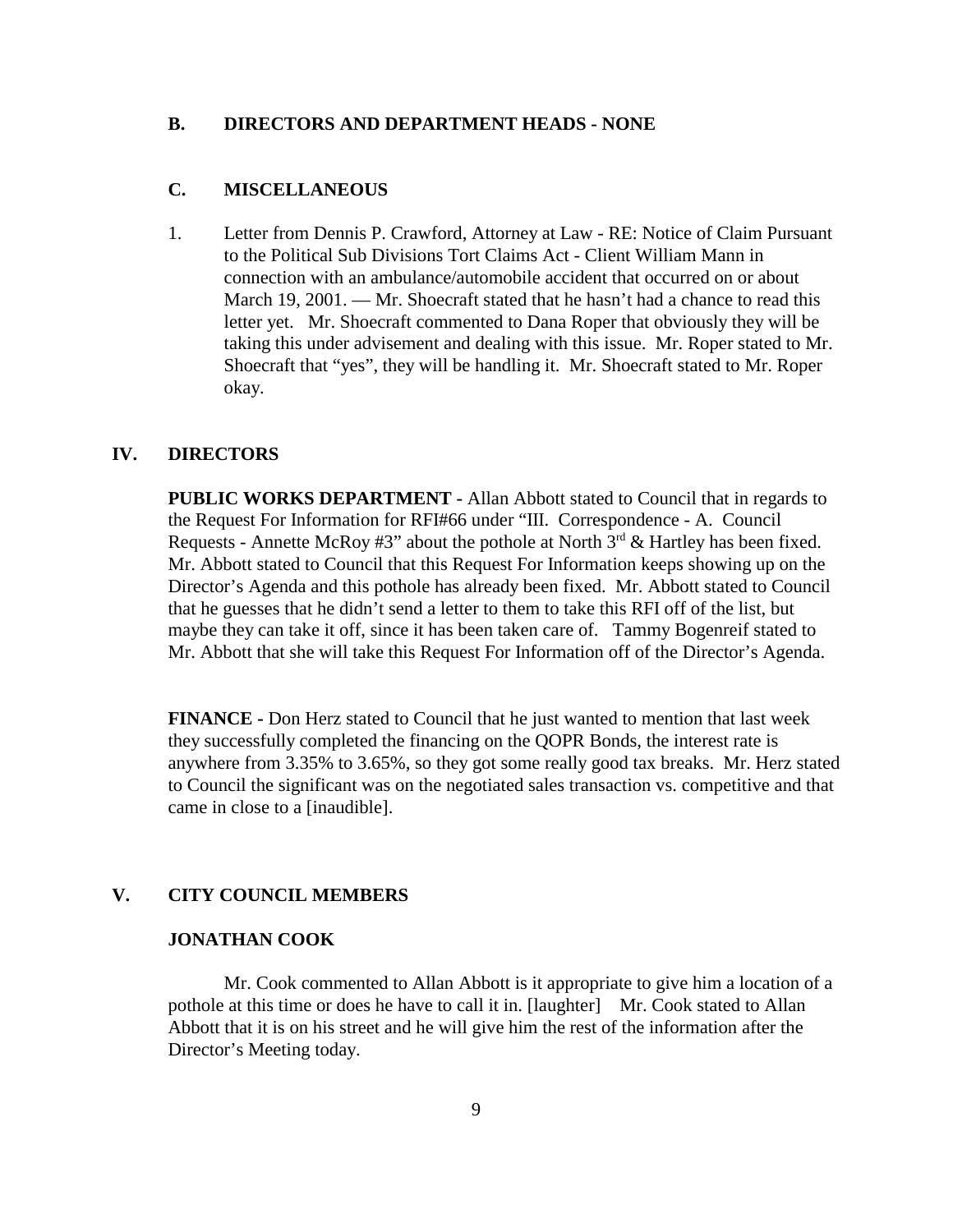### B. DIRECTORS AND DEPARTMENT HEADS - NONE

### C. MISCELLANEOUS

1. Letter from Dennis P. Crawford, Attorney at Law - RE: Notice of Claim Pursuant to the Political Sub Divisions Tort Claims Act - Client William Mann in connection with an ambulance/automobile accident that occurred on or about March 19, 2001. — Mr. Shoecraft stated that he hasn't had a chance to read this letter yet. Mr. Shoecraft commented to Dana Roper that obviously they will be taking this under advisement and dealing with this issue. Mr. Roper stated to Mr. Shoecraft that "yes", they will be handling it. Mr. Shoecraft stated to Mr. Roper okay.

## IV. DIRECTORS

**PUBLIC WORKS DEPARTMENT -** Allan Abbott stated to Council that in regards to the Request For Information for RFI#66 under "III. Correspondence - A. Council Requests - Annette McRoy #3" about the pothole at North 3rd & Hartley has been fixed. Mr. Abbott stated to Council that this Request For Information keeps showing up on the Director's Agenda and this pothole has already been fixed. Mr. Abbott stated to Council that he guesses that he didn't send a letter to them to take this RFI off of the list, but maybe they can take it off, since it has been taken care of. Tammy Bogenreif stated to Mr. Abbott that she will take this Request For Information off of the Director's Agenda.

**FINANCE -** Don Herz stated to Council that he just wanted to mention that last week they successfully completed the financing on the QOPR Bonds, the interest rate is anywhere from 3.35% to 3.65%, so they got some really good tax breaks. Mr. Herz stated to Council the significant was on the negotiated sales transaction vs. competitive and that came in close to a [inaudible].

## V. CITY COUNCIL MEMBERS

### JONATHAN COOK

Mr. Cook commented to Allan Abbott is it appropriate to give him a location of a pothole at this time or does he have to call it in. [laughter] Mr. Cook stated to Allan Abbott that it is on his street and he will give him the rest of the information after the Director's Meeting today.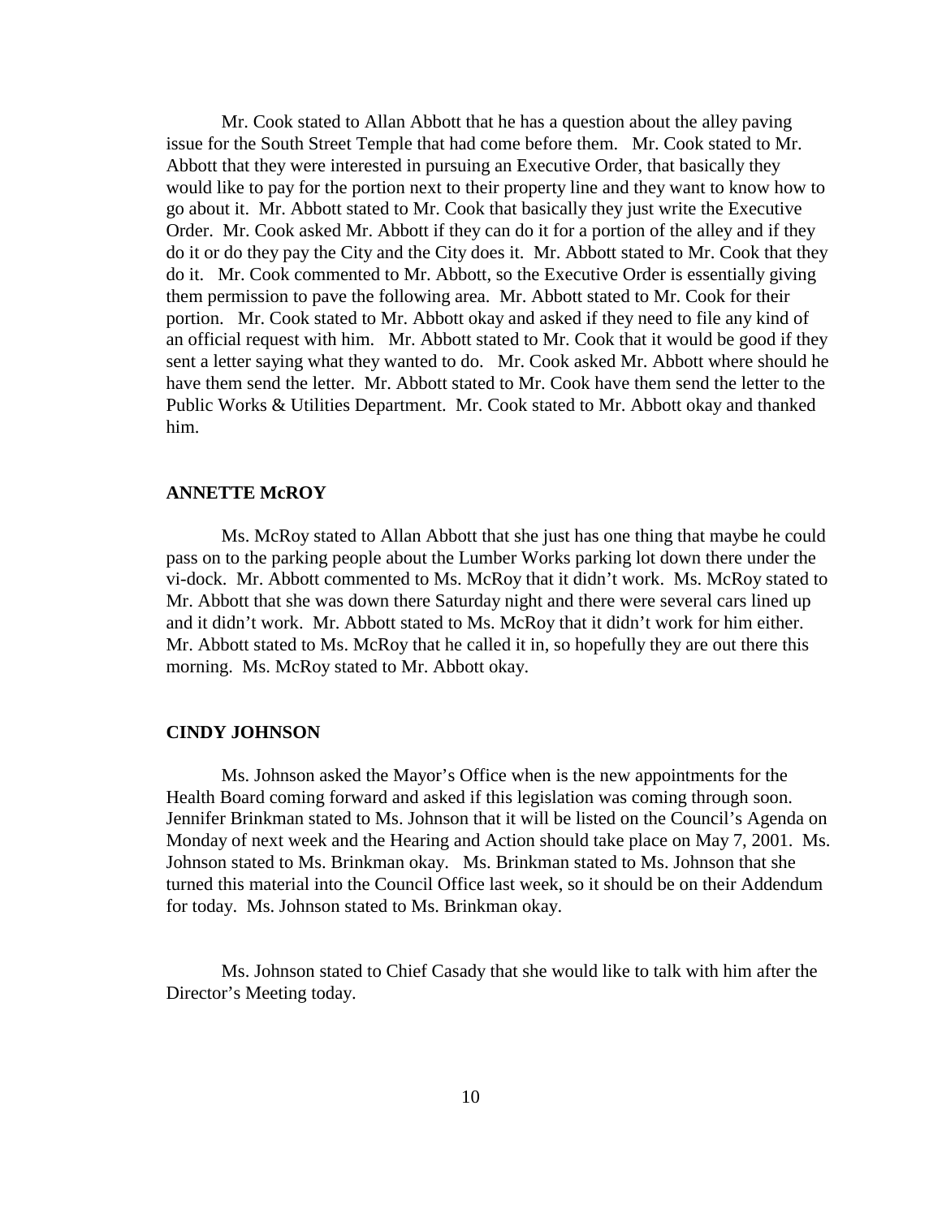Mr. Cook stated to Allan Abbott that he has a question about the alley paving issue for the South Street Temple that had come before them. Mr. Cook stated to Mr. Abbott that they were interested in pursuing an Executive Order, that basically they would like to pay for the portion next to their property line and they want to know how to go about it. Mr. Abbott stated to Mr. Cook that basically they just write the Executive Order. Mr. Cook asked Mr. Abbott if they can do it for a portion of the alley and if they do it or do they pay the City and the City does it. Mr. Abbott stated to Mr. Cook that they do it. Mr. Cook commented to Mr. Abbott, so the Executive Order is essentially giving them permission to pave the following area. Mr. Abbott stated to Mr. Cook for their portion. Mr. Cook stated to Mr. Abbott okay and asked if they need to file any kind of an official request with him. Mr. Abbott stated to Mr. Cook that it would be good if they sent a letter saying what they wanted to do. Mr. Cook asked Mr. Abbott where should he have them send the letter. Mr. Abbott stated to Mr. Cook have them send the letter to the Public Works & Utilities Department. Mr. Cook stated to Mr. Abbott okay and thanked him.

**ANNETTE McROY**

Ms. McRoy stated to Allan Abbott that she just has one thing that maybe he could pass on to the parking people about the Lumber Works parking lot down there under the vi-dock. Mr. Abbott commented to Ms. McRoy that it didn't work. Ms. McRoy stated to Mr. Abbott that she was down there Saturday night and there were several cars lined up and it didn't work. Mr. Abbott stated to Ms. McRoy that it didn't work for him either. Mr. Abbott stated to Ms. McRoy that he called it in, so hopefully they are out there this morning. Ms. McRoy stated to Mr. Abbott okay.

**CINDY JOHNSON**

Ms. Johnson asked the Mayor's Office when is the new appointments for the Health Board coming forward and asked if this legislation was coming through soon. Jennifer Brinkman stated to Ms. Johnson that it will be listed on the Council's Agenda on Monday of next week and the Hearing and Action should take place on May 7, 2001. Ms. Johnson stated to Ms. Brinkman okay. Ms. Brinkman stated to Ms. Johnson that she turned this material into the Council Office last week, so it should be on their Addendum for today. Ms. Johnson stated to Ms. Brinkman okay.

Ms. Johnson stated to Chief Casady that she would like to talk with him after the Director's Meeting today.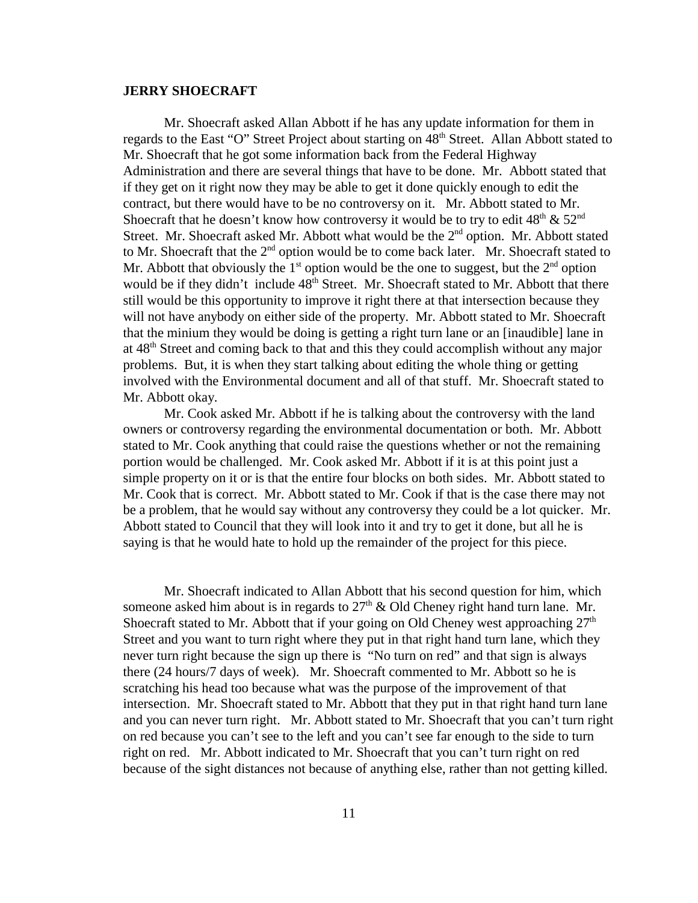**JERRY SHOECRAFT**

Mr. Shoecraft asked Allan Abbott if he has any update information for them in regards to the East "O" Street Project about starting on 48th Street. Allan Abbott stated to Mr. Shoecraft that he got some information back from the Federal Highway Administration and there are several things that have to be done. Mr. Abbott stated that if they get on it right now they may be able to get it done quickly enough to edit the contract, but there would have to be no controversy on it. Mr. Abbott stated to Mr. Shoecraft that he doesn't know how controversy it would be to try to edit 48th & 52nd Street. Mr. Shoecraft asked Mr. Abbott what would be the 2nd option. Mr. Abbott stated to Mr. Shoecraft that the 2nd option would be to come back later. Mr. Shoecraft stated to Mr. Abbott that obviously the 1st option would be the one to suggest, but the 2nd option would be if they didn't include 48th Street. Mr. Shoecraft stated to Mr. Abbott that there still would be this opportunity to improve it right there at that intersection because they will not have anybody on either side of the property. Mr. Abbott stated to Mr. Shoecraft that the minium they would be doing is getting a right turn lane or an [inaudible] lane in at 48th Street and coming back to that and this they could accomplish without any major problems. But, it is when they start talking about editing the whole thing or getting involved with the Environmental document and all of that stuff. Mr. Shoecraft stated to Mr. Abbott okay.

Mr. Cook asked Mr. Abbott if he is talking about the controversy with the land owners or controversy regarding the environmental documentation or both. Mr. Abbott stated to Mr. Cook anything that could raise the questions whether or not the remaining portion would be challenged. Mr. Cook asked Mr. Abbott if it is at this point just a simple property on it or is that the entire four blocks on both sides. Mr. Abbott stated to Mr. Cook that is correct. Mr. Abbott stated to Mr. Cook if that is the case there may not be a problem, that he would say without any controversy they could be a lot quicker. Mr. Abbott stated to Council that they will look into it and try to get it done, but all he is saying is that he would hate to hold up the remainder of the project for this piece.

Mr. Shoecraft indicated to Allan Abbott that his second question for him, which someone asked him about is in regards to 27th & Old Cheney right hand turn lane. Mr. Shoecraft stated to Mr. Abbott that if your going on Old Cheney west approaching 27th Street and you want to turn right where they put in that right hand turn lane, which they never turn right because the sign up there is "No turn on red" and that sign is always there (24 hours/7 days of week). Mr. Shoecraft commented to Mr. Abbott so he is scratching his head too because what was the purpose of the improvement of that intersection. Mr. Shoecraft stated to Mr. Abbott that they put in that right hand turn lane and you can never turn right. Mr. Abbott stated to Mr. Shoecraft that you can't turn right on red because you can't see to the left and you can't see far enough to the side to turn right on red. Mr. Abbott indicated to Mr. Shoecraft that you can't turn right on red because of the sight distances not because of anything else, rather than not getting killed.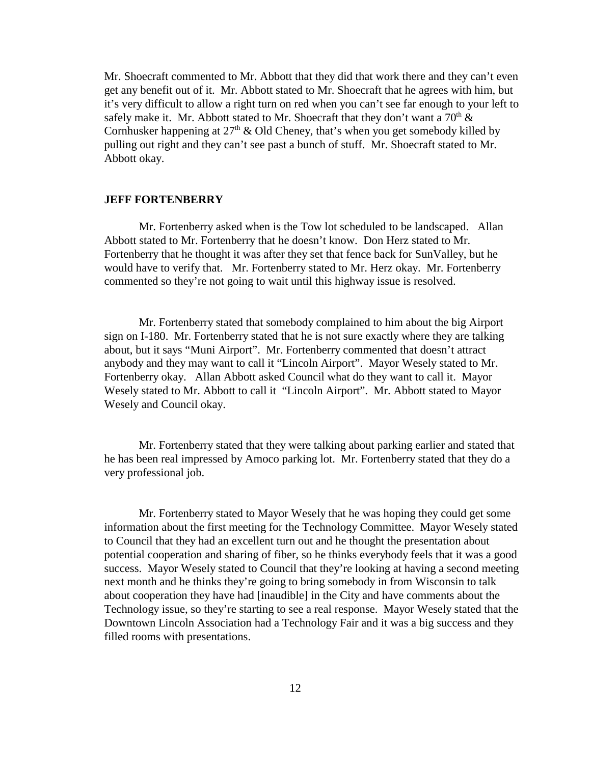Mr. Shoecraft commented to Mr. Abbott that they did that work there and they can't even get any benefit out of it. Mr. Abbott stated to Mr. Shoecraft that he agrees with him, but it's very difficult to allow a right turn on red when you can't see far enough to your left to safely make it. Mr. Abbott stated to Mr. Shoecraft that they don't want a 70th & Cornhusker happening at 27th & Old Cheney, that's when you get somebody killed by pulling out right and they can't see past a bunch of stuff. Mr. Shoecraft stated to Mr. Abbott okay.

**JEFF FORTENBERRY**

Mr. Fortenberry asked when is the Tow lot scheduled to be landscaped. Allan Abbott stated to Mr. Fortenberry that he doesn't know. Don Herz stated to Mr. Fortenberry that he thought it was after they set that fence back for SunValley, but he would have to verify that. Mr. Fortenberry stated to Mr. Herz okay. Mr. Fortenberry commented so they're not going to wait until this highway issue is resolved.

Mr. Fortenberry stated that somebody complained to him about the big Airport sign on I-180. Mr. Fortenberry stated that he is not sure exactly where they are talking about, but it says "Muni Airport". Mr. Fortenberry commented that doesn't attract anybody and they may want to call it "Lincoln Airport". Mayor Wesely stated to Mr. Fortenberry okay. Allan Abbott asked Council what do they want to call it. Mayor Wesely stated to Mr. Abbott to call it "Lincoln Airport". Mr. Abbott stated to Mayor Wesely and Council okay.

Mr. Fortenberry stated that they were talking about parking earlier and stated that he has been real impressed by Amoco parking lot. Mr. Fortenberry stated that they do a very professional job.

Mr. Fortenberry stated to Mayor Wesely that he was hoping they could get some information about the first meeting for the Technology Committee. Mayor Wesely stated to Council that they had an excellent turn out and he thought the presentation about potential cooperation and sharing of fiber, so he thinks everybody feels that it was a good success. Mayor Wesely stated to Council that they're looking at having a second meeting next month and he thinks they're going to bring somebody in from Wisconsin to talk about cooperation they have had [inaudible] in the City and have comments about the Technology issue, so they're starting to see a real response. Mayor Wesely stated that the Downtown Lincoln Association had a Technology Fair and it was a big success and they filled rooms with presentations.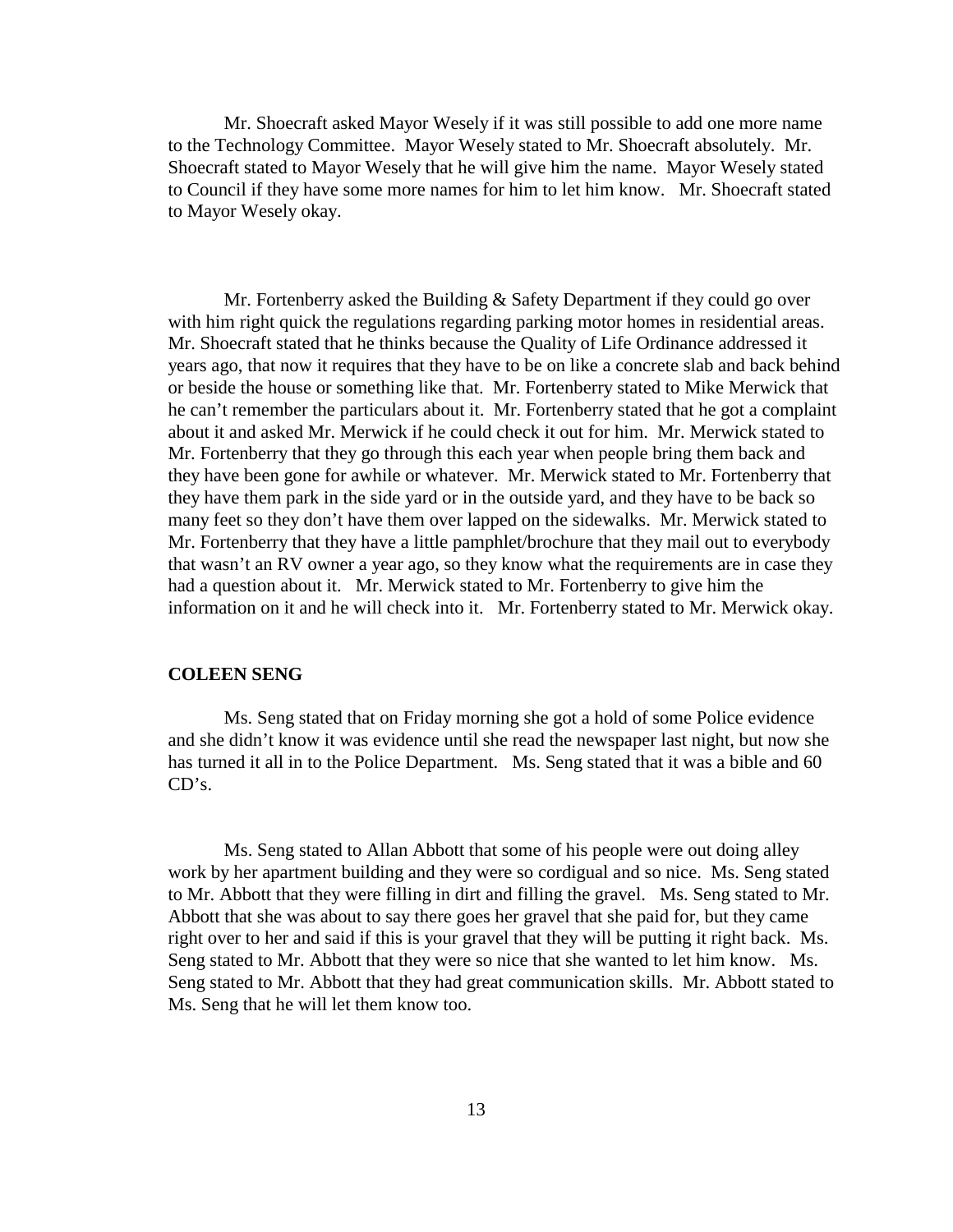Mr. Shoecraft asked Mayor Wesely if it was still possible to add one more name to the Technology Committee. Mayor Wesely stated to Mr. Shoecraft absolutely. Mr. Shoecraft stated to Mayor Wesely that he will give him the name. Mayor Wesely stated to Council if they have some more names for him to let him know. Mr. Shoecraft stated to Mayor Wesely okay.

Mr. Fortenberry asked the Building & Safety Department if they could go over with him right quick the regulations regarding parking motor homes in residential areas. Mr. Shoecraft stated that he thinks because the Quality of Life Ordinance addressed it years ago, that now it requires that they have to be on like a concrete slab and back behind or beside the house or something like that. Mr. Fortenberry stated to Mike Merwick that he can't remember the particulars about it. Mr. Fortenberry stated that he got a complaint about it and asked Mr. Merwick if he could check it out for him. Mr. Merwick stated to Mr. Fortenberry that they go through this each year when people bring them back and they have been gone for awhile or whatever. Mr. Merwick stated to Mr. Fortenberry that they have them park in the side yard or in the outside yard, and they have to be back so many feet so they don't have them over lapped on the sidewalks. Mr. Merwick stated to Mr. Fortenberry that they have a little pamphlet/brochure that they mail out to everybody that wasn't an RV owner a year ago, so they know what the requirements are in case they had a question about it. Mr. Merwick stated to Mr. Fortenberry to give him the information on it and he will check into it. Mr. Fortenberry stated to Mr. Merwick okay.

**COLEEN SENG**

Ms. Seng stated that on Friday morning she got a hold of some Police evidence and she didn't know it was evidence until she read the newspaper last night, but now she has turned it all in to the Police Department. Ms. Seng stated that it was a bible and 60 CD's.

Ms. Seng stated to Allan Abbott that some of his people were out doing alley work by her apartment building and they were so cordigual and so nice. Ms. Seng stated to Mr. Abbott that they were filling in dirt and filling the gravel. Ms. Seng stated to Mr. Abbott that she was about to say there goes her gravel that she paid for, but they came right over to her and said if this is your gravel that they will be putting it right back. Ms. Seng stated to Mr. Abbott that they were so nice that she wanted to let him know. Ms. Seng stated to Mr. Abbott that they had great communication skills. Mr. Abbott stated to Ms. Seng that he will let them know too.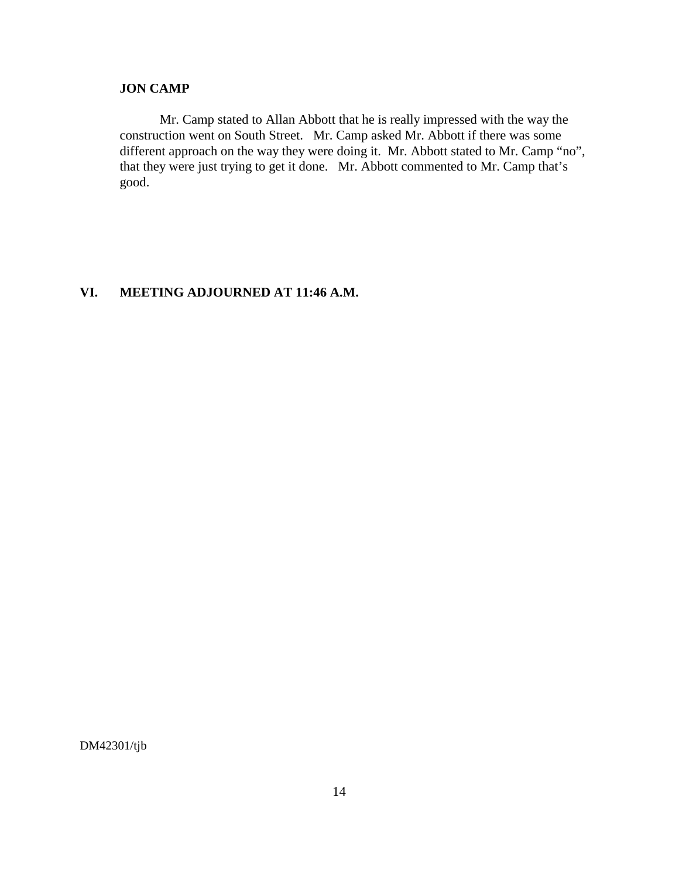**JON CAMP**

Mr. Camp stated to Allan Abbott that he is really impressed with the way the construction went on South Street. Mr. Camp asked Mr. Abbott if there was some different approach on the way they were doing it. Mr. Abbott stated to Mr. Camp "no", that they were just trying to get it done. Mr. Abbott commented to Mr. Camp that's good.

## VI. MEETING ADJOURNED AT 11:46 A.M.

DM42301/tjb